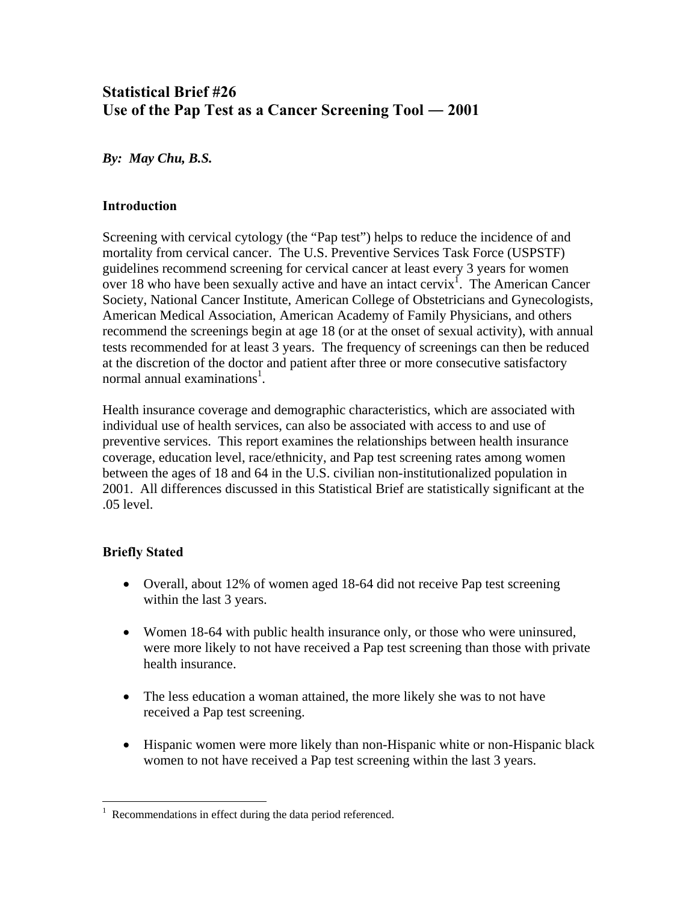# Statistical Brief #26
# Use of the Pap Test as a Cancer Screening Tool — 2001

***By: May Chu, B.S.***

## Introduction

Screening with cervical cytology (the "Pap test") helps to reduce the incidence of and mortality from cervical cancer. The U.S. Preventive Services Task Force (USPSTF) guidelines recommend screening for cervical cancer at least every 3 years for women over 18 who have been sexually active and have an intact cervix[1]. The American Cancer Society, National Cancer Institute, American College of Obstetricians and Gynecologists, American Medical Association, American Academy of Family Physicians, and others recommend the screenings begin at age 18 (or at the onset of sexual activity), with annual tests recommended for at least 3 years. The frequency of screenings can then be reduced at the discretion of the doctor and patient after three or more consecutive satisfactory normal annual examinations[1].

Health insurance coverage and demographic characteristics, which are associated with individual use of health services, can also be associated with access to and use of preventive services. This report examines the relationships between health insurance coverage, education level, race/ethnicity, and Pap test screening rates among women between the ages of 18 and 64 in the U.S. civilian non-institutionalized population in 2001. All differences discussed in this Statistical Brief are statistically significant at the .05 level.

## Briefly Stated

- Overall, about 12% of women aged 18-64 did not receive Pap test screening within the last 3 years.
- Women 18-64 with public health insurance only, or those who were uninsured, were more likely to not have received a Pap test screening than those with private health insurance.
- The less education a woman attained, the more likely she was to not have received a Pap test screening.
- Hispanic women were more likely than non-Hispanic white or non-Hispanic black women to not have received a Pap test screening within the last 3 years.

---

[1] Recommendations in effect during the data period referenced.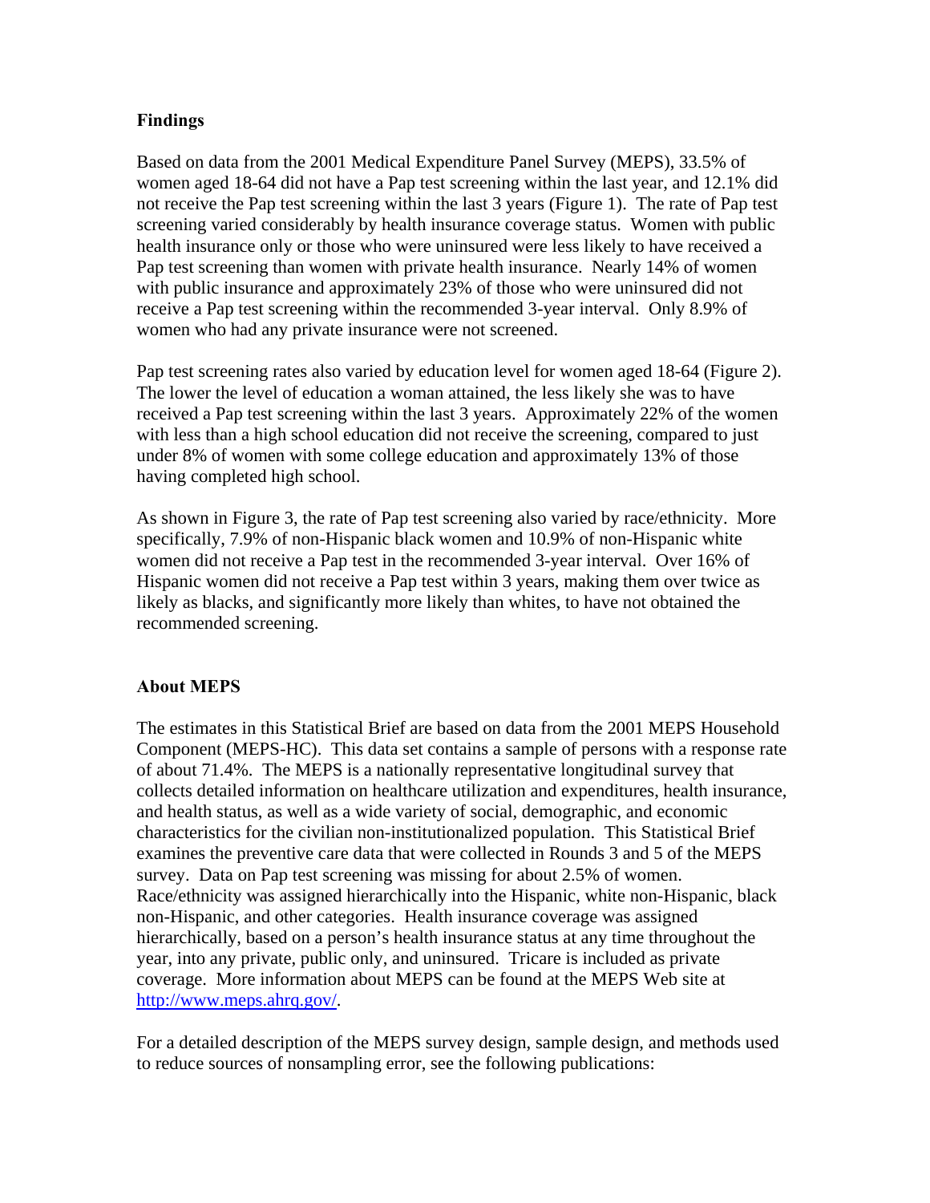## Findings

Based on data from the 2001 Medical Expenditure Panel Survey (MEPS), 33.5% of women aged 18-64 did not have a Pap test screening within the last year, and 12.1% did not receive the Pap test screening within the last 3 years (Figure 1). The rate of Pap test screening varied considerably by health insurance coverage status. Women with public health insurance only or those who were uninsured were less likely to have received a Pap test screening than women with private health insurance. Nearly 14% of women with public insurance and approximately 23% of those who were uninsured did not receive a Pap test screening within the recommended 3-year interval. Only 8.9% of women who had any private insurance were not screened.

Pap test screening rates also varied by education level for women aged 18-64 (Figure 2). The lower the level of education a woman attained, the less likely she was to have received a Pap test screening within the last 3 years. Approximately 22% of the women with less than a high school education did not receive the screening, compared to just under 8% of women with some college education and approximately 13% of those having completed high school.

As shown in Figure 3, the rate of Pap test screening also varied by race/ethnicity. More specifically, 7.9% of non-Hispanic black women and 10.9% of non-Hispanic white women did not receive a Pap test in the recommended 3-year interval. Over 16% of Hispanic women did not receive a Pap test within 3 years, making them over twice as likely as blacks, and significantly more likely than whites, to have not obtained the recommended screening.

## About MEPS

The estimates in this Statistical Brief are based on data from the 2001 MEPS Household Component (MEPS-HC). This data set contains a sample of persons with a response rate of about 71.4%. The MEPS is a nationally representative longitudinal survey that collects detailed information on healthcare utilization and expenditures, health insurance, and health status, as well as a wide variety of social, demographic, and economic characteristics for the civilian non-institutionalized population. This Statistical Brief examines the preventive care data that were collected in Rounds 3 and 5 of the MEPS survey. Data on Pap test screening was missing for about 2.5% of women. Race/ethnicity was assigned hierarchically into the Hispanic, white non-Hispanic, black non-Hispanic, and other categories. Health insurance coverage was assigned hierarchically, based on a person's health insurance status at any time throughout the year, into any private, public only, and uninsured. Tricare is included as private coverage. More information about MEPS can be found at the MEPS Web site at [http://www.meps.ahrq.gov/](http://www.meps.ahrq.gov/).

For a detailed description of the MEPS survey design, sample design, and methods used to reduce sources of nonsampling error, see the following publications: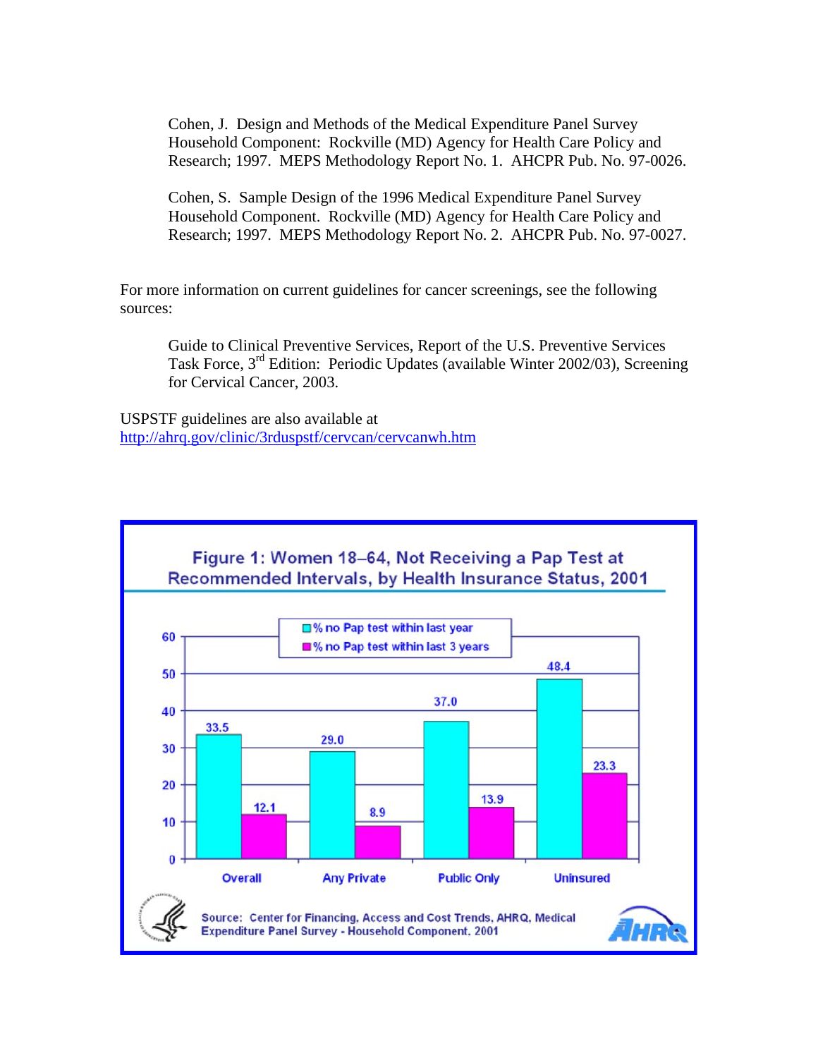Cohen, J. Design and Methods of the Medical Expenditure Panel Survey Household Component: Rockville (MD) Agency for Health Care Policy and Research; 1997. MEPS Methodology Report No. 1. AHCPR Pub. No. 97-0026.

Cohen, S. Sample Design of the 1996 Medical Expenditure Panel Survey Household Component. Rockville (MD) Agency for Health Care Policy and Research; 1997. MEPS Methodology Report No. 2. AHCPR Pub. No. 97-0027.

For more information on current guidelines for cancer screenings, see the following sources:

Guide to Clinical Preventive Services, Report of the U.S. Preventive Services Task Force, 3rd Edition: Periodic Updates (available Winter 2002/03), Screening for Cervical Cancer, 2003.

USPSTF guidelines are also available at http://ahrq.gov/clinic/3rduspstf/cervcan/cervcanwh.htm

**Figure 1: Women 18–64, Not Receiving a Pap Test at Recommended Intervals, by Health Insurance Status, 2001**

| | % no Pap test within last year | % no Pap test within last 3 years |
|---|---|---|
| Overall | 33.5 | 12.1 |
| Any Private | 29.0 | 8.9 |
| Public Only | 37.0 | 13.9 |
| Uninsured | 48.4 | 23.3 |

Source: Center for Financing, Access and Cost Trends, AHRQ, Medical Expenditure Panel Survey - Household Component, 2001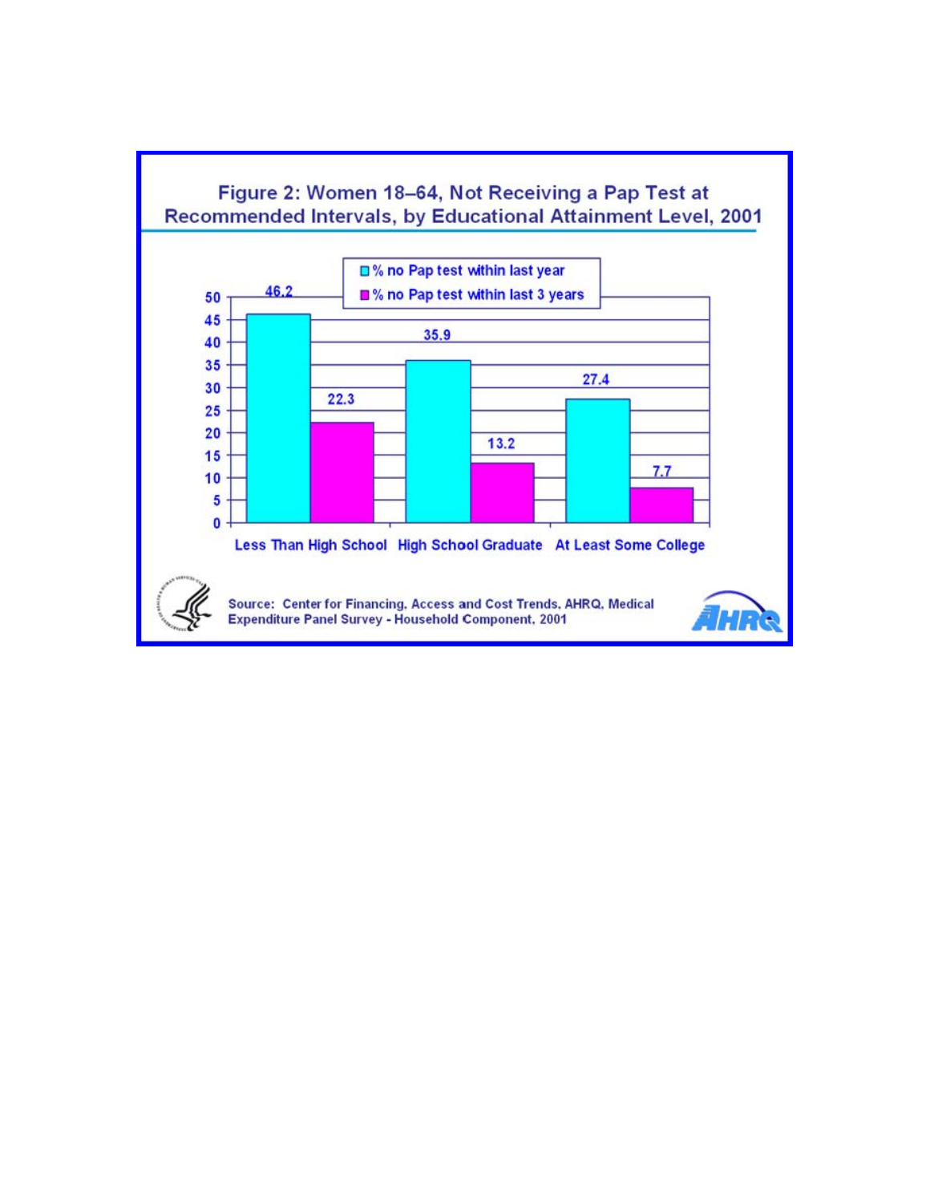## Figure 2: Women 18–64, Not Receiving a Pap Test at Recommended Intervals, by Educational Attainment Level, 2001

| Educational Attainment | % no Pap test within last year | % no Pap test within last 3 years |
| --- | --- | --- |
| Less Than High School | 46.2 | 22.3 |
| High School Graduate | 35.9 | 13.2 |
| At Least Some College | 27.4 | 7.7 |

Source: Center for Financing, Access and Cost Trends, AHRQ, Medical Expenditure Panel Survey - Household Component, 2001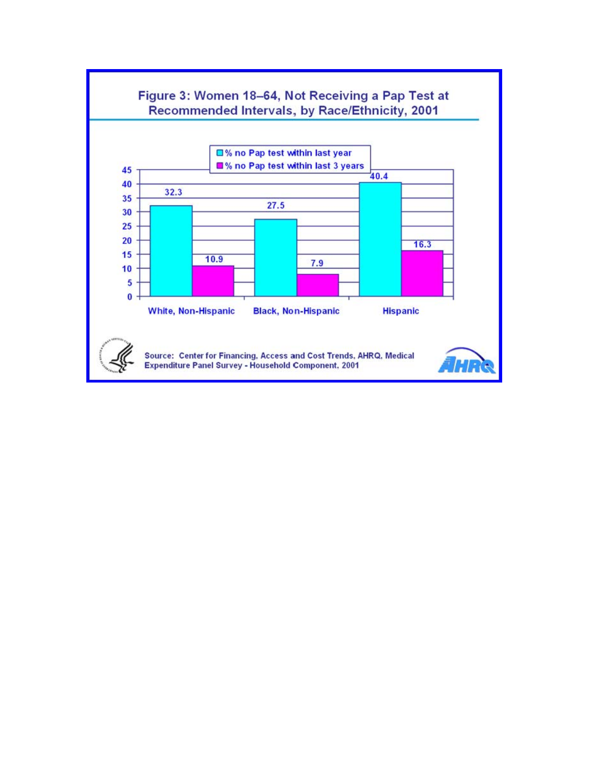Figure 3: Women 18–64, Not Receiving a Pap Test at Recommended Intervals, by Race/Ethnicity, 2001

% no Pap test within last year

% no Pap test within last 3 years

45
40
35
30
25
20
15
10
5
0

32.3
10.9
27.5
7.9
40.4
16.3

White, Non-Hispanic
Black, Non-Hispanic
Hispanic

Source: Center for Financing, Access and Cost Trends, AHRQ, Medical Expenditure Panel Survey - Household Component, 2001

AHRQ